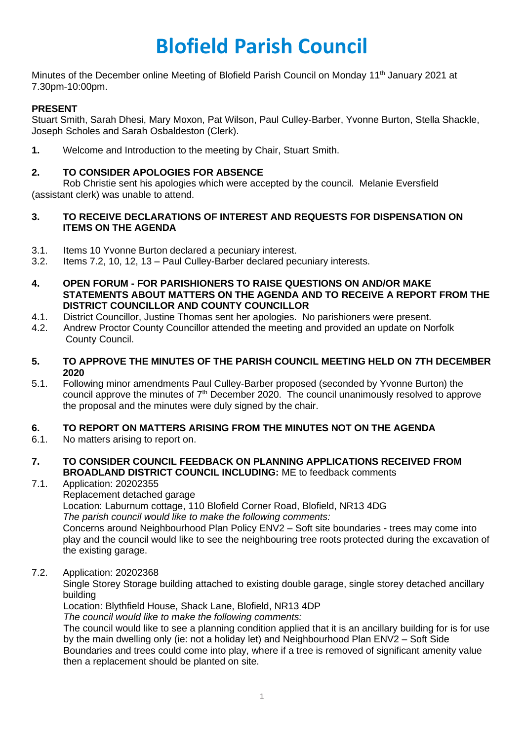# Blofield Parish Council

Minutes of the December online Meeting of Blofield Parish Council on Monday 11th January 2021 at 7.30pm-10:00pm.

**PRESENT**

Stuart Smith, Sarah Dhesi, Mary Moxon, Pat Wilson, Paul Culley-Barber, Yvonne Burton, Stella Shackle, Joseph Scholes and Sarah Osbaldeston (Clerk).

**1.** Welcome and Introduction to the meeting by Chair, Stuart Smith.

**2. TO CONSIDER APOLOGIES FOR ABSENCE**

Rob Christie sent his apologies which were accepted by the council. Melanie Eversfield (assistant clerk) was unable to attend.

**3. TO RECEIVE DECLARATIONS OF INTEREST AND REQUESTS FOR DISPENSATION ON ITEMS ON THE AGENDA**

3.1. Items 10 Yvonne Burton declared a pecuniary interest.

3.2. Items 7.2, 10, 12, 13 – Paul Culley-Barber declared pecuniary interests.

**4. OPEN FORUM - FOR PARISHIONERS TO RAISE QUESTIONS ON AND/OR MAKE STATEMENTS ABOUT MATTERS ON THE AGENDA AND TO RECEIVE A REPORT FROM THE DISTRICT COUNCILLOR AND COUNTY COUNCILLOR**

4.1. District Councillor, Justine Thomas sent her apologies. No parishioners were present.

4.2. Andrew Proctor County Councillor attended the meeting and provided an update on Norfolk County Council.

**5. TO APPROVE THE MINUTES OF THE PARISH COUNCIL MEETING HELD ON 7TH DECEMBER 2020**

5.1. Following minor amendments Paul Culley-Barber proposed (seconded by Yvonne Burton) the council approve the minutes of 7th December 2020. The council unanimously resolved to approve the proposal and the minutes were duly signed by the chair.

**6. TO REPORT ON MATTERS ARISING FROM THE MINUTES NOT ON THE AGENDA**

6.1. No matters arising to report on.

**7. TO CONSIDER COUNCIL FEEDBACK ON PLANNING APPLICATIONS RECEIVED FROM BROADLAND DISTRICT COUNCIL INCLUDING:** ME to feedback comments

7.1. Application: 20202355
Replacement detached garage
Location: Laburnum cottage, 110 Blofield Corner Road, Blofield, NR13 4DG
*The parish council would like to make the following comments:*
Concerns around Neighbourhood Plan Policy ENV2 – Soft site boundaries - trees may come into play and the council would like to see the neighbouring tree roots protected during the excavation of the existing garage.

7.2. Application: 20202368
Single Storey Storage building attached to existing double garage, single storey detached ancillary building
Location: Blythfield House, Shack Lane, Blofield, NR13 4DP
*The council would like to make the following comments:*
The council would like to see a planning condition applied that it is an ancillary building for is for use by the main dwelling only (ie: not a holiday let) and Neighbourhood Plan ENV2 – Soft Side Boundaries and trees could come into play, where if a tree is removed of significant amenity value then a replacement should be planted on site.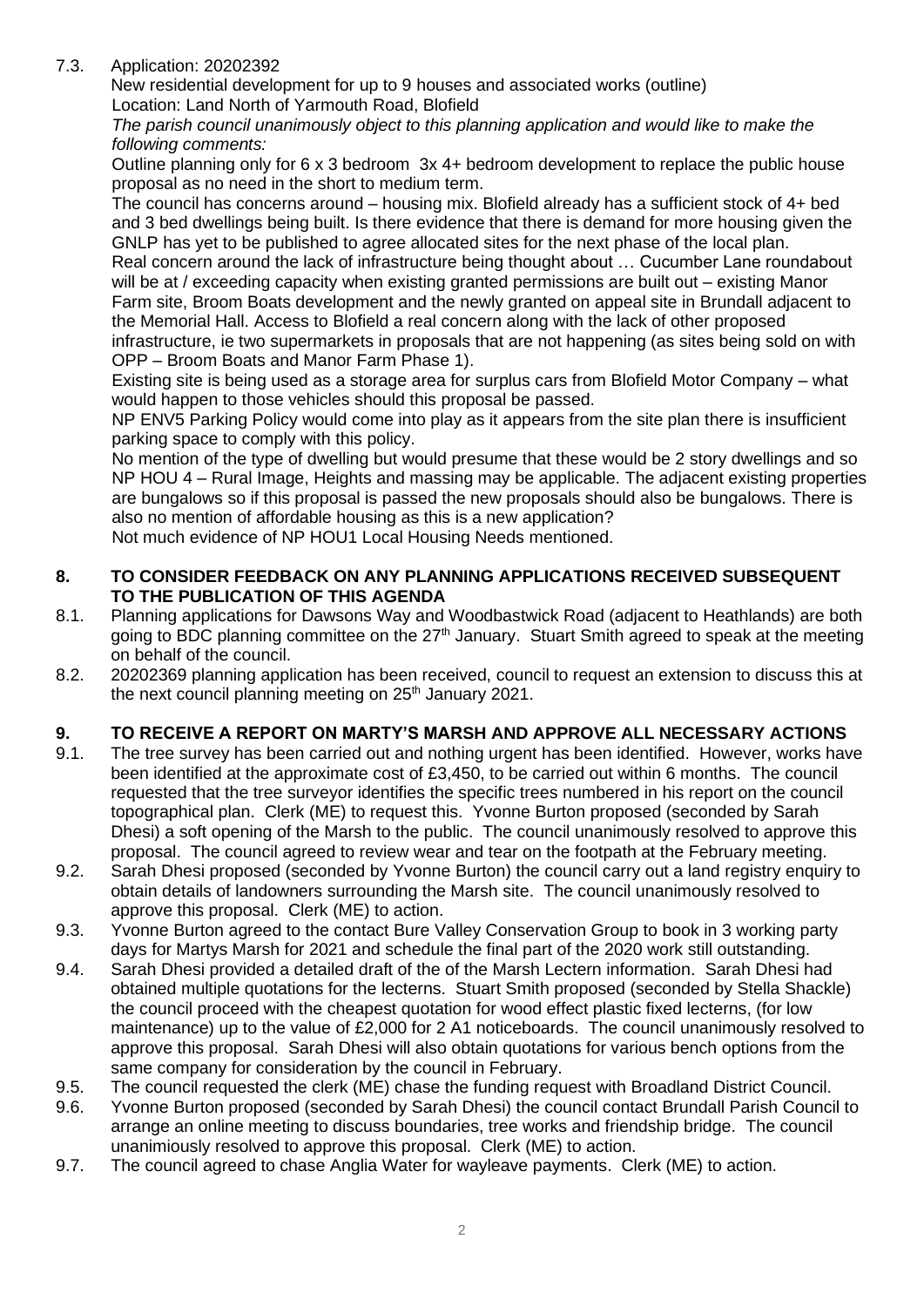7.3. Application: 20202392
New residential development for up to 9 houses and associated works (outline)
Location: Land North of Yarmouth Road, Blofield
*The parish council unanimously object to this planning application and would like to make the following comments:*
Outline planning only for 6 x 3 bedroom 3x 4+ bedroom development to replace the public house proposal as no need in the short to medium term.
The council has concerns around – housing mix. Blofield already has a sufficient stock of 4+ bed and 3 bed dwellings being built. Is there evidence that there is demand for more housing given the GNLP has yet to be published to agree allocated sites for the next phase of the local plan.
Real concern around the lack of infrastructure being thought about … Cucumber Lane roundabout will be at / exceeding capacity when existing granted permissions are built out – existing Manor Farm site, Broom Boats development and the newly granted on appeal site in Brundall adjacent to the Memorial Hall. Access to Blofield a real concern along with the lack of other proposed infrastructure, ie two supermarkets in proposals that are not happening (as sites being sold on with OPP – Broom Boats and Manor Farm Phase 1).
Existing site is being used as a storage area for surplus cars from Blofield Motor Company – what would happen to those vehicles should this proposal be passed.
NP ENV5 Parking Policy would come into play as it appears from the site plan there is insufficient parking space to comply with this policy.
No mention of the type of dwelling but would presume that these would be 2 story dwellings and so NP HOU 4 – Rural Image, Heights and massing may be applicable. The adjacent existing properties are bungalows so if this proposal is passed the new proposals should also be bungalows. There is also no mention of affordable housing as this is a new application?
Not much evidence of NP HOU1 Local Housing Needs mentioned.

## 8. TO CONSIDER FEEDBACK ON ANY PLANNING APPLICATIONS RECEIVED SUBSEQUENT TO THE PUBLICATION OF THIS AGENDA

8.1. Planning applications for Dawsons Way and Woodbastwick Road (adjacent to Heathlands) are both going to BDC planning committee on the 27th January. Stuart Smith agreed to speak at the meeting on behalf of the council.

8.2. 20202369 planning application has been received, council to request an extension to discuss this at the next council planning meeting on 25th January 2021.

## 9. TO RECEIVE A REPORT ON MARTY'S MARSH AND APPROVE ALL NECESSARY ACTIONS

9.1. The tree survey has been carried out and nothing urgent has been identified. However, works have been identified at the approximate cost of £3,450, to be carried out within 6 months. The council requested that the tree surveyor identifies the specific trees numbered in his report on the council topographical plan. Clerk (ME) to request this. Yvonne Burton proposed (seconded by Sarah Dhesi) a soft opening of the Marsh to the public. The council unanimously resolved to approve this proposal. The council agreed to review wear and tear on the footpath at the February meeting.

9.2. Sarah Dhesi proposed (seconded by Yvonne Burton) the council carry out a land registry enquiry to obtain details of landowners surrounding the Marsh site. The council unanimously resolved to approve this proposal. Clerk (ME) to action.

9.3. Yvonne Burton agreed to the contact Bure Valley Conservation Group to book in 3 working party days for Martys Marsh for 2021 and schedule the final part of the 2020 work still outstanding.

9.4. Sarah Dhesi provided a detailed draft of the of the Marsh Lectern information. Sarah Dhesi had obtained multiple quotations for the lecterns. Stuart Smith proposed (seconded by Stella Shackle) the council proceed with the cheapest quotation for wood effect plastic fixed lecterns, (for low maintenance) up to the value of £2,000 for 2 A1 noticeboards. The council unanimously resolved to approve this proposal. Sarah Dhesi will also obtain quotations for various bench options from the same company for consideration by the council in February.

9.5. The council requested the clerk (ME) chase the funding request with Broadland District Council.

9.6. Yvonne Burton proposed (seconded by Sarah Dhesi) the council contact Brundall Parish Council to arrange an online meeting to discuss boundaries, tree works and friendship bridge. The council unanimiously resolved to approve this proposal. Clerk (ME) to action.

9.7. The council agreed to chase Anglia Water for wayleave payments. Clerk (ME) to action.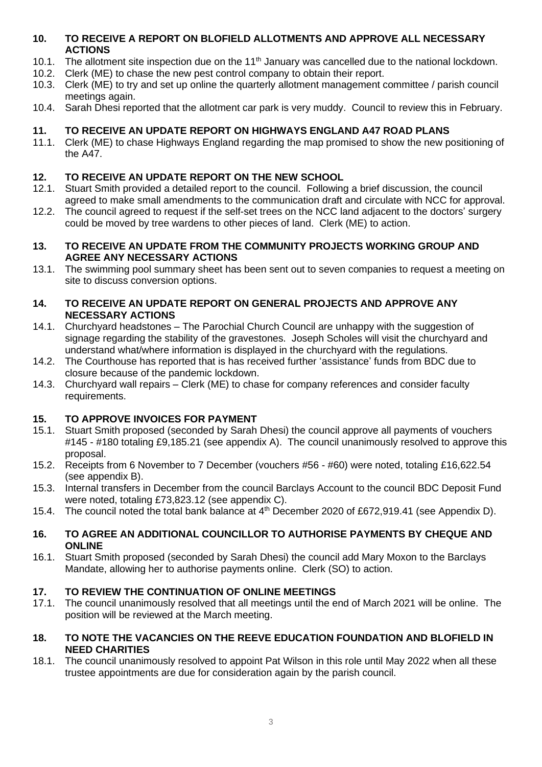**10. TO RECEIVE A REPORT ON BLOFIELD ALLOTMENTS AND APPROVE ALL NECESSARY ACTIONS**

10.1. The allotment site inspection due on the 11th January was cancelled due to the national lockdown.

10.2. Clerk (ME) to chase the new pest control company to obtain their report.

10.3. Clerk (ME) to try and set up online the quarterly allotment management committee / parish council meetings again.

10.4. Sarah Dhesi reported that the allotment car park is very muddy. Council to review this in February.

**11. TO RECEIVE AN UPDATE REPORT ON HIGHWAYS ENGLAND A47 ROAD PLANS**

11.1. Clerk (ME) to chase Highways England regarding the map promised to show the new positioning of the A47.

**12. TO RECEIVE AN UPDATE REPORT ON THE NEW SCHOOL**

12.1. Stuart Smith provided a detailed report to the council. Following a brief discussion, the council agreed to make small amendments to the communication draft and circulate with NCC for approval.

12.2. The council agreed to request if the self-set trees on the NCC land adjacent to the doctors' surgery could be moved by tree wardens to other pieces of land. Clerk (ME) to action.

**13. TO RECEIVE AN UPDATE FROM THE COMMUNITY PROJECTS WORKING GROUP AND AGREE ANY NECESSARY ACTIONS**

13.1. The swimming pool summary sheet has been sent out to seven companies to request a meeting on site to discuss conversion options.

**14. TO RECEIVE AN UPDATE REPORT ON GENERAL PROJECTS AND APPROVE ANY NECESSARY ACTIONS**

14.1. Churchyard headstones – The Parochial Church Council are unhappy with the suggestion of signage regarding the stability of the gravestones. Joseph Scholes will visit the churchyard and understand what/where information is displayed in the churchyard with the regulations.

14.2. The Courthouse has reported that is has received further 'assistance' funds from BDC due to closure because of the pandemic lockdown.

14.3. Churchyard wall repairs – Clerk (ME) to chase for company references and consider faculty requirements.

**15. TO APPROVE INVOICES FOR PAYMENT**

15.1. Stuart Smith proposed (seconded by Sarah Dhesi) the council approve all payments of vouchers #145 - #180 totaling £9,185.21 (see appendix A). The council unanimously resolved to approve this proposal.

15.2. Receipts from 6 November to 7 December (vouchers #56 - #60) were noted, totaling £16,622.54 (see appendix B).

15.3. Internal transfers in December from the council Barclays Account to the council BDC Deposit Fund were noted, totaling £73,823.12 (see appendix C).

15.4. The council noted the total bank balance at 4th December 2020 of £672,919.41 (see Appendix D).

**16. TO AGREE AN ADDITIONAL COUNCILLOR TO AUTHORISE PAYMENTS BY CHEQUE AND ONLINE**

16.1. Stuart Smith proposed (seconded by Sarah Dhesi) the council add Mary Moxon to the Barclays Mandate, allowing her to authorise payments online. Clerk (SO) to action.

**17. TO REVIEW THE CONTINUATION OF ONLINE MEETINGS**

17.1. The council unanimously resolved that all meetings until the end of March 2021 will be online. The position will be reviewed at the March meeting.

**18. TO NOTE THE VACANCIES ON THE REEVE EDUCATION FOUNDATION AND BLOFIELD IN NEED CHARITIES**

18.1. The council unanimously resolved to appoint Pat Wilson in this role until May 2022 when all these trustee appointments are due for consideration again by the parish council.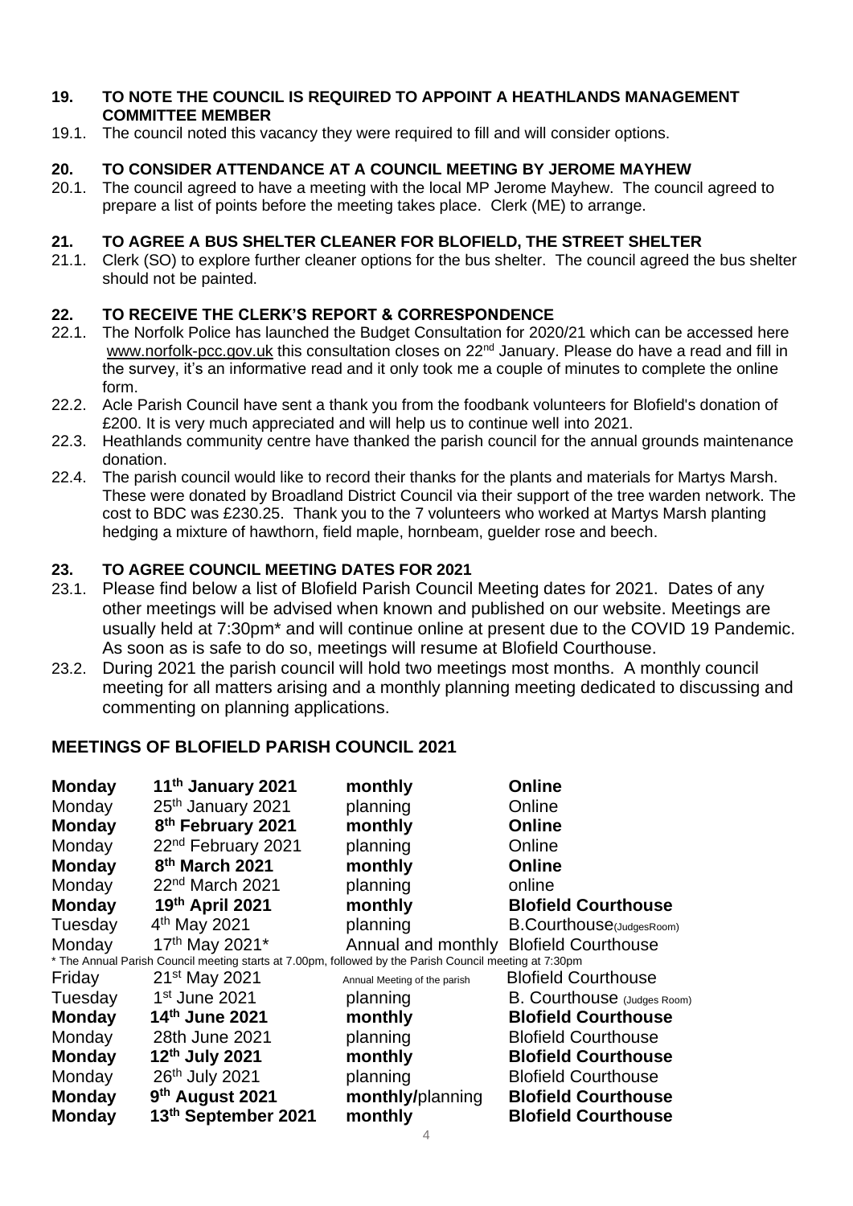**19. TO NOTE THE COUNCIL IS REQUIRED TO APPOINT A HEATHLANDS MANAGEMENT COMMITTEE MEMBER**

19.1. The council noted this vacancy they were required to fill and will consider options.

**20. TO CONSIDER ATTENDANCE AT A COUNCIL MEETING BY JEROME MAYHEW**

20.1. The council agreed to have a meeting with the local MP Jerome Mayhew. The council agreed to prepare a list of points before the meeting takes place. Clerk (ME) to arrange.

**21. TO AGREE A BUS SHELTER CLEANER FOR BLOFIELD, THE STREET SHELTER**

21.1. Clerk (SO) to explore further cleaner options for the bus shelter. The council agreed the bus shelter should not be painted.

**22. TO RECEIVE THE CLERK'S REPORT & CORRESPONDENCE**

22.1. The Norfolk Police has launched the Budget Consultation for 2020/21 which can be accessed here www.norfolk-pcc.gov.uk this consultation closes on 22nd January. Please do have a read and fill in the survey, it's an informative read and it only took me a couple of minutes to complete the online form.

22.2. Acle Parish Council have sent a thank you from the foodbank volunteers for Blofield's donation of £200. It is very much appreciated and will help us to continue well into 2021.

22.3. Heathlands community centre have thanked the parish council for the annual grounds maintenance donation.

22.4. The parish council would like to record their thanks for the plants and materials for Martys Marsh. These were donated by Broadland District Council via their support of the tree warden network. The cost to BDC was £230.25. Thank you to the 7 volunteers who worked at Martys Marsh planting hedging a mixture of hawthorn, field maple, hornbeam, guelder rose and beech.

**23. TO AGREE COUNCIL MEETING DATES FOR 2021**

23.1. Please find below a list of Blofield Parish Council Meeting dates for 2021. Dates of any other meetings will be advised when known and published on our website. Meetings are usually held at 7:30pm* and will continue online at present due to the COVID 19 Pandemic. As soon as is safe to do so, meetings will resume at Blofield Courthouse.

23.2. During 2021 the parish council will hold two meetings most months. A monthly council meeting for all matters arising and a monthly planning meeting dedicated to discussing and commenting on planning applications.

## MEETINGS OF BLOFIELD PARISH COUNCIL 2021

| | | | |
|---|---|---|---|
| **Monday** | **11th January 2021** | **monthly** | **Online** |
| Monday | 25th January 2021 | planning | Online |
| **Monday** | **8th February 2021** | **monthly** | **Online** |
| Monday | 22nd February 2021 | planning | Online |
| **Monday** | **8th March 2021** | **monthly** | **Online** |
| Monday | 22nd March 2021 | planning | online |
| **Monday** | **19th April 2021** | **monthly** | **Blofield Courthouse** |
| Tuesday | 4th May 2021 | planning | B.Courthouse(JudgesRoom) |
| Monday | 17th May 2021* | Annual and monthly | Blofield Courthouse |
| * The Annual Parish Council meeting starts at 7.00pm, followed by the Parish Council meeting at 7:30pm | | | |
| Friday | 21st May 2021 | Annual Meeting of the parish | Blofield Courthouse |
| Tuesday | 1st June 2021 | planning | B. Courthouse (Judges Room) |
| **Monday** | **14th June 2021** | **monthly** | **Blofield Courthouse** |
| Monday | 28th June 2021 | planning | Blofield Courthouse |
| **Monday** | **12th July 2021** | **monthly** | **Blofield Courthouse** |
| Monday | 26th July 2021 | planning | Blofield Courthouse |
| **Monday** | **9th August 2021** | **monthly**/planning | **Blofield Courthouse** |
| **Monday** | **13th September 2021** | **monthly** | **Blofield Courthouse** |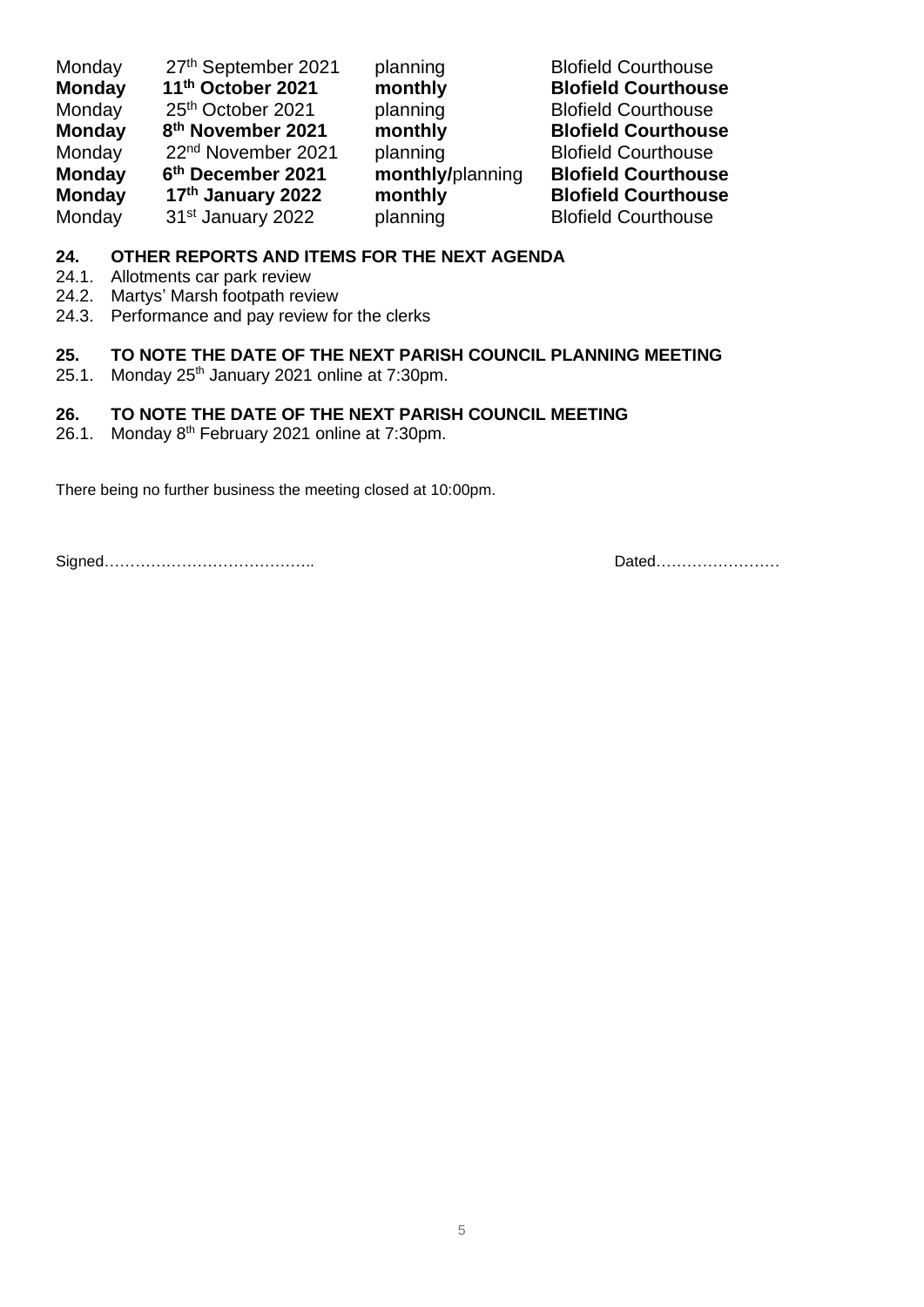| | | | |
|---|---|---|---|
| Monday | 27th September 2021 | planning | Blofield Courthouse |
| **Monday** | **11th October 2021** | **monthly** | **Blofield Courthouse** |
| Monday | 25th October 2021 | planning | Blofield Courthouse |
| **Monday** | **8th November 2021** | **monthly** | **Blofield Courthouse** |
| Monday | 22nd November 2021 | planning | Blofield Courthouse |
| **Monday** | **6th December 2021** | **monthly/**planning | **Blofield Courthouse** |
| **Monday** | **17th January 2022** | **monthly** | **Blofield Courthouse** |
| Monday | 31st January 2022 | planning | Blofield Courthouse |

**24. OTHER REPORTS AND ITEMS FOR THE NEXT AGENDA**

24.1. Allotments car park review
24.2. Martys' Marsh footpath review
24.3. Performance and pay review for the clerks

**25. TO NOTE THE DATE OF THE NEXT PARISH COUNCIL PLANNING MEETING**

25.1. Monday 25th January 2021 online at 7:30pm.

**26. TO NOTE THE DATE OF THE NEXT PARISH COUNCIL MEETING**

26.1. Monday 8th February 2021 online at 7:30pm.

There being no further business the meeting closed at 10:00pm.

Signed………………………………….. Dated……………………